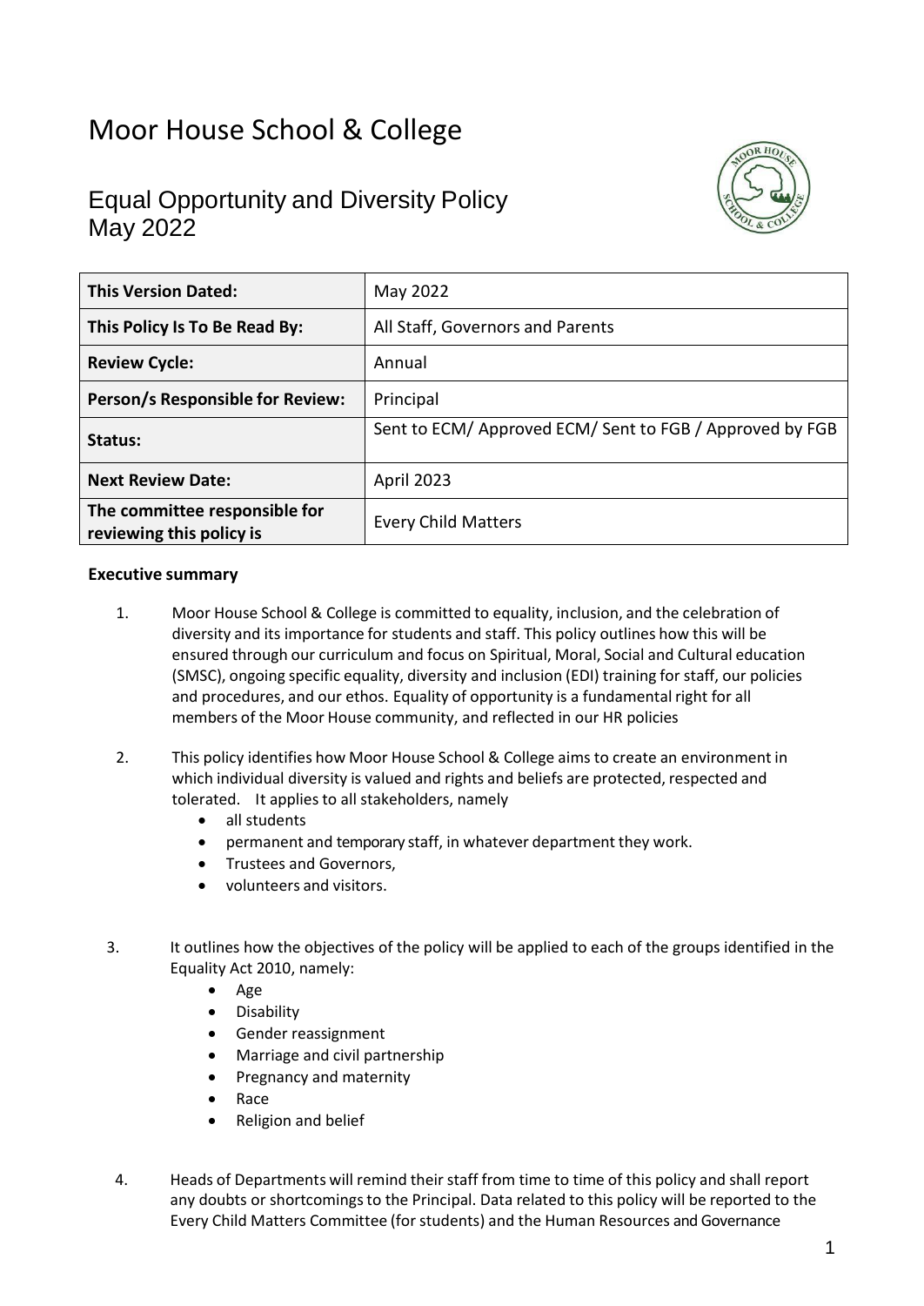# Moor House School & College

## Equal Opportunity and Diversity Policy May 2022

| This Version Dated: | May 2022 |
|---|---|
| This Policy Is To Be Read By: | All Staff, Governors and Parents |
| Review Cycle: | Annual |
| Person/s Responsible for Review: | Principal |
| Status: | Sent to ECM/ Approved ECM/ Sent to FGB / Approved by FGB |
| Next Review Date: | April 2023 |
| The committee responsible for reviewing this policy is | Every Child Matters |

**Executive summary**

1. Moor House School & College is committed to equality, inclusion, and the celebration of diversity and its importance for students and staff. This policy outlines how this will be ensured through our curriculum and focus on Spiritual, Moral, Social and Cultural education (SMSC), ongoing specific equality, diversity and inclusion (EDI) training for staff, our policies and procedures, and our ethos. Equality of opportunity is a fundamental right for all members of the Moor House community, and reflected in our HR policies

2. This policy identifies how Moor House School & College aims to create an environment in which individual diversity is valued and rights and beliefs are protected, respected and tolerated. It applies to all stakeholders, namely
   - all students
   - permanent and temporary staff, in whatever department they work.
   - Trustees and Governors,
   - volunteers and visitors.

3. It outlines how the objectives of the policy will be applied to each of the groups identified in the Equality Act 2010, namely:
   - Age
   - Disability
   - Gender reassignment
   - Marriage and civil partnership
   - Pregnancy and maternity
   - Race
   - Religion and belief

4. Heads of Departments will remind their staff from time to time of this policy and shall report any doubts or shortcomings to the Principal. Data related to this policy will be reported to the Every Child Matters Committee (for students) and the Human Resources and Governance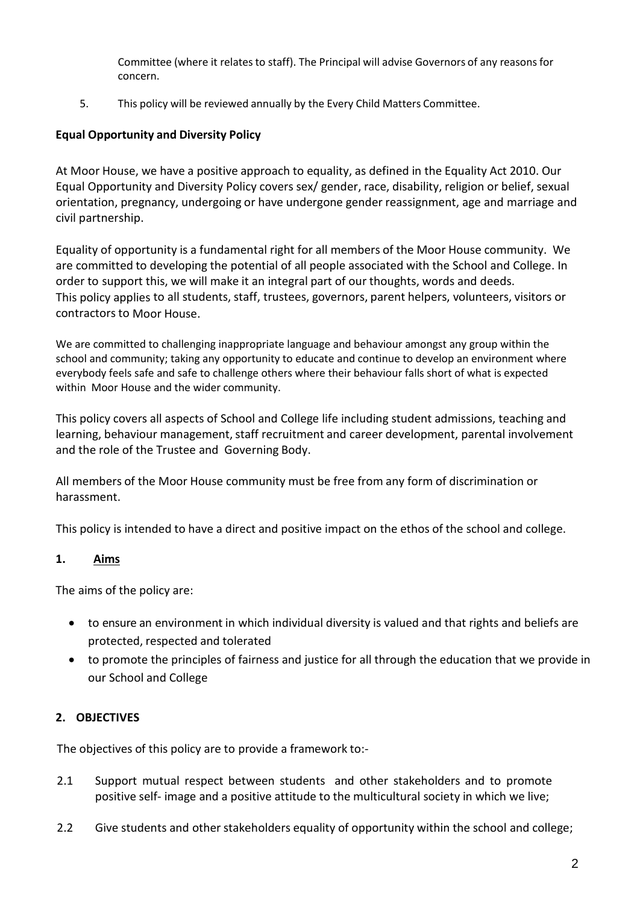Committee (where it relates to staff). The Principal will advise Governors of any reasons for concern.

5. This policy will be reviewed annually by the Every Child Matters Committee.

**Equal Opportunity and Diversity Policy**

At Moor House, we have a positive approach to equality, as defined in the Equality Act 2010. Our Equal Opportunity and Diversity Policy covers sex/ gender, race, disability, religion or belief, sexual orientation, pregnancy, undergoing or have undergone gender reassignment, age and marriage and civil partnership.

Equality of opportunity is a fundamental right for all members of the Moor House community. We are committed to developing the potential of all people associated with the School and College. In order to support this, we will make it an integral part of our thoughts, words and deeds. This policy applies to all students, staff, trustees, governors, parent helpers, volunteers, visitors or contractors to Moor House.

We are committed to challenging inappropriate language and behaviour amongst any group within the school and community; taking any opportunity to educate and continue to develop an environment where everybody feels safe and safe to challenge others where their behaviour falls short of what is expected within Moor House and the wider community.

This policy covers all aspects of School and College life including student admissions, teaching and learning, behaviour management, staff recruitment and career development, parental involvement and the role of the Trustee and Governing Body.

All members of the Moor House community must be free from any form of discrimination or harassment.

This policy is intended to have a direct and positive impact on the ethos of the school and college.

**1. Aims**

The aims of the policy are:

- to ensure an environment in which individual diversity is valued and that rights and beliefs are protected, respected and tolerated
- to promote the principles of fairness and justice for all through the education that we provide in our School and College

**2. OBJECTIVES**

The objectives of this policy are to provide a framework to:-

2.1 Support mutual respect between students and other stakeholders and to promote positive self- image and a positive attitude to the multicultural society in which we live;

2.2 Give students and other stakeholders equality of opportunity within the school and college;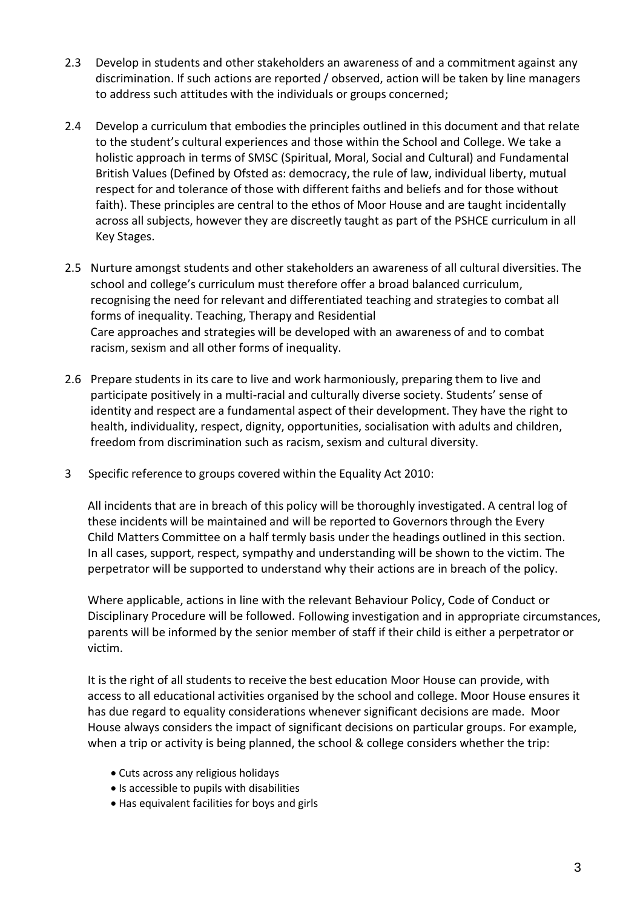2.3 Develop in students and other stakeholders an awareness of and a commitment against any discrimination. If such actions are reported / observed, action will be taken by line managers to address such attitudes with the individuals or groups concerned;

2.4 Develop a curriculum that embodies the principles outlined in this document and that relate to the student's cultural experiences and those within the School and College. We take a holistic approach in terms of SMSC (Spiritual, Moral, Social and Cultural) and Fundamental British Values (Defined by Ofsted as: democracy, the rule of law, individual liberty, mutual respect for and tolerance of those with different faiths and beliefs and for those without faith). These principles are central to the ethos of Moor House and are taught incidentally across all subjects, however they are discreetly taught as part of the PSHCE curriculum in all Key Stages.

2.5 Nurture amongst students and other stakeholders an awareness of all cultural diversities. The school and college's curriculum must therefore offer a broad balanced curriculum, recognising the need for relevant and differentiated teaching and strategies to combat all forms of inequality. Teaching, Therapy and Residential Care approaches and strategies will be developed with an awareness of and to combat racism, sexism and all other forms of inequality.

2.6 Prepare students in its care to live and work harmoniously, preparing them to live and participate positively in a multi-racial and culturally diverse society. Students' sense of identity and respect are a fundamental aspect of their development. They have the right to health, individuality, respect, dignity, opportunities, socialisation with adults and children, freedom from discrimination such as racism, sexism and cultural diversity.

3 Specific reference to groups covered within the Equality Act 2010:

All incidents that are in breach of this policy will be thoroughly investigated. A central log of these incidents will be maintained and will be reported to Governors through the Every Child Matters Committee on a half termly basis under the headings outlined in this section. In all cases, support, respect, sympathy and understanding will be shown to the victim. The perpetrator will be supported to understand why their actions are in breach of the policy.

Where applicable, actions in line with the relevant Behaviour Policy, Code of Conduct or Disciplinary Procedure will be followed. Following investigation and in appropriate circumstances, parents will be informed by the senior member of staff if their child is either a perpetrator or victim.

It is the right of all students to receive the best education Moor House can provide, with access to all educational activities organised by the school and college. Moor House ensures it has due regard to equality considerations whenever significant decisions are made. Moor House always considers the impact of significant decisions on particular groups. For example, when a trip or activity is being planned, the school & college considers whether the trip:

- Cuts across any religious holidays
- Is accessible to pupils with disabilities
- Has equivalent facilities for boys and girls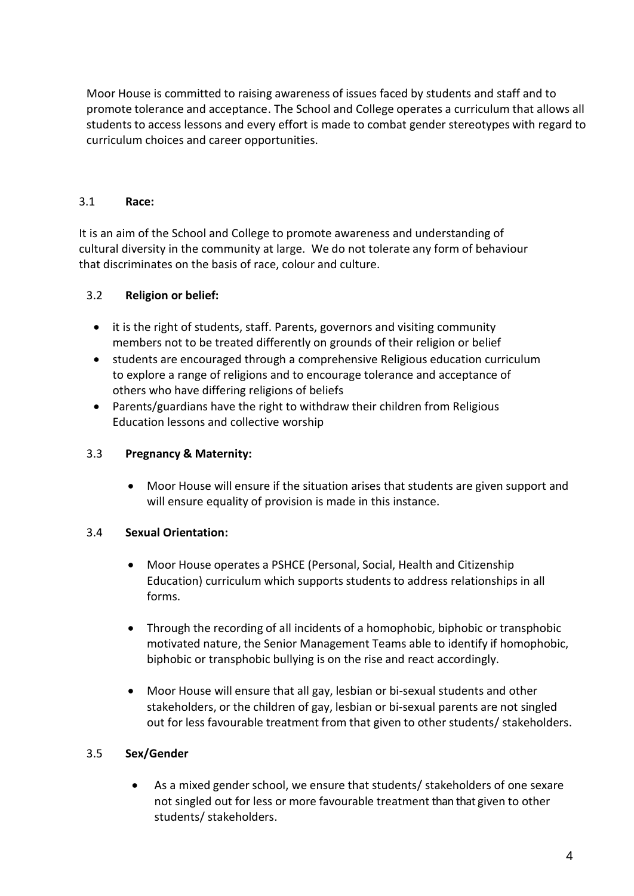Moor House is committed to raising awareness of issues faced by students and staff and to promote tolerance and acceptance. The School and College operates a curriculum that allows all students to access lessons and every effort is made to combat gender stereotypes with regard to curriculum choices and career opportunities.

### 3.1 **Race:**

It is an aim of the School and College to promote awareness and understanding of cultural diversity in the community at large. We do not tolerate any form of behaviour that discriminates on the basis of race, colour and culture.

### 3.2 **Religion or belief:**

- it is the right of students, staff. Parents, governors and visiting community members not to be treated differently on grounds of their religion or belief
- students are encouraged through a comprehensive Religious education curriculum to explore a range of religions and to encourage tolerance and acceptance of others who have differing religions of beliefs
- Parents/guardians have the right to withdraw their children from Religious Education lessons and collective worship

### 3.3 **Pregnancy & Maternity:**

- Moor House will ensure if the situation arises that students are given support and will ensure equality of provision is made in this instance.

### 3.4 **Sexual Orientation:**

- Moor House operates a PSHCE (Personal, Social, Health and Citizenship Education) curriculum which supports students to address relationships in all forms.

- Through the recording of all incidents of a homophobic, biphobic or transphobic motivated nature, the Senior Management Teams able to identify if homophobic, biphobic or transphobic bullying is on the rise and react accordingly.

- Moor House will ensure that all gay, lesbian or bi-sexual students and other stakeholders, or the children of gay, lesbian or bi-sexual parents are not singled out for less favourable treatment from that given to other students/ stakeholders.

### 3.5 **Sex/Gender**

- As a mixed gender school, we ensure that students/ stakeholders of one sexare not singled out for less or more favourable treatment than that given to other students/ stakeholders.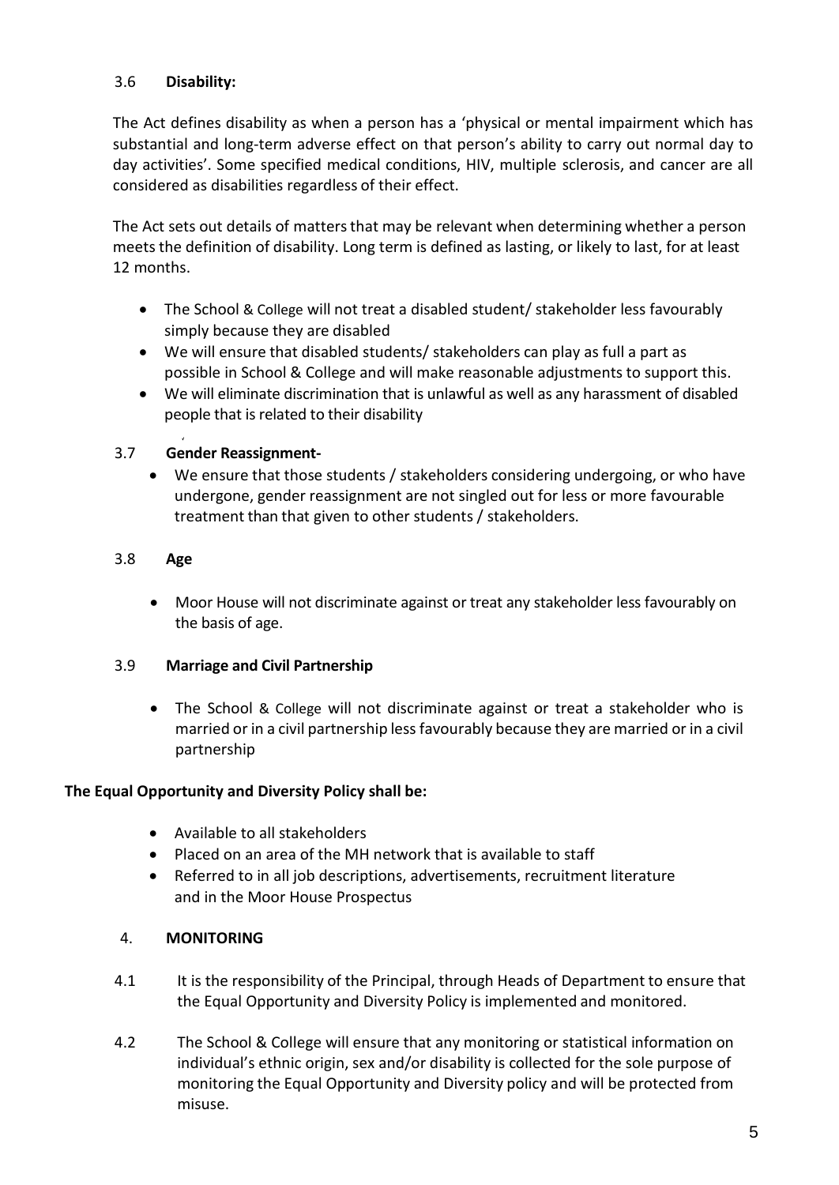### 3.6 **Disability:**

The Act defines disability as when a person has a 'physical or mental impairment which has substantial and long-term adverse effect on that person's ability to carry out normal day to day activities'. Some specified medical conditions, HIV, multiple sclerosis, and cancer are all considered as disabilities regardless of their effect.

The Act sets out details of matters that may be relevant when determining whether a person meets the definition of disability. Long term is defined as lasting, or likely to last, for at least 12 months.

- The School & College will not treat a disabled student/ stakeholder less favourably simply because they are disabled
- We will ensure that disabled students/ stakeholders can play as full a part as possible in School & College and will make reasonable adjustments to support this.
- We will eliminate discrimination that is unlawful as well as any harassment of disabled people that is related to their disability

### 3.7 **Gender Reassignment-**

- We ensure that those students / stakeholders considering undergoing, or who have undergone, gender reassignment are not singled out for less or more favourable treatment than that given to other students / stakeholders.

### 3.8 **Age**

- Moor House will not discriminate against or treat any stakeholder less favourably on the basis of age.

### 3.9 **Marriage and Civil Partnership**

- The School & College will not discriminate against or treat a stakeholder who is married or in a civil partnership less favourably because they are married or in a civil partnership

**The Equal Opportunity and Diversity Policy shall be:**

- Available to all stakeholders
- Placed on an area of the MH network that is available to staff
- Referred to in all job descriptions, advertisements, recruitment literature and in the Moor House Prospectus

## 4. **MONITORING**

4.1 It is the responsibility of the Principal, through Heads of Department to ensure that the Equal Opportunity and Diversity Policy is implemented and monitored.

4.2 The School & College will ensure that any monitoring or statistical information on individual's ethnic origin, sex and/or disability is collected for the sole purpose of monitoring the Equal Opportunity and Diversity policy and will be protected from misuse.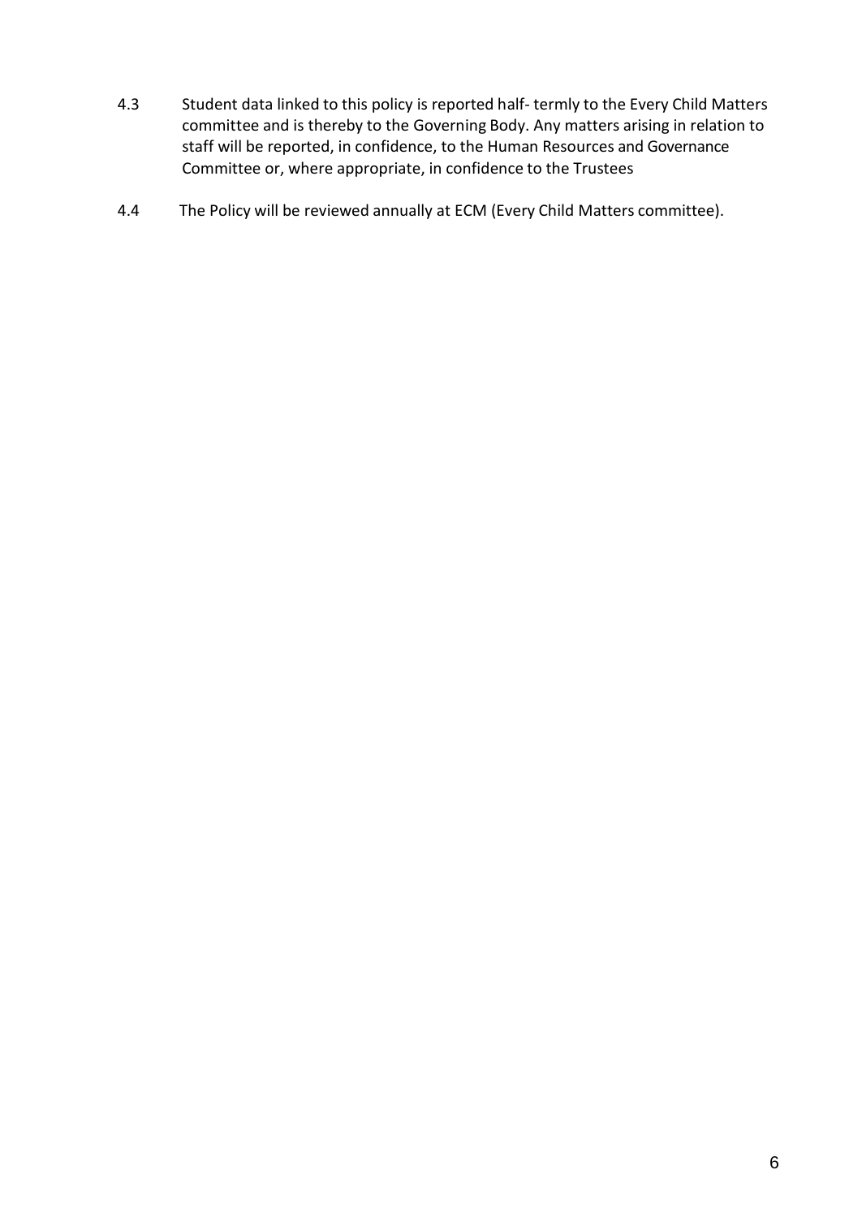4.3 Student data linked to this policy is reported half- termly to the Every Child Matters committee and is thereby to the Governing Body. Any matters arising in relation to staff will be reported, in confidence, to the Human Resources and Governance Committee or, where appropriate, in confidence to the Trustees

4.4 The Policy will be reviewed annually at ECM (Every Child Matters committee).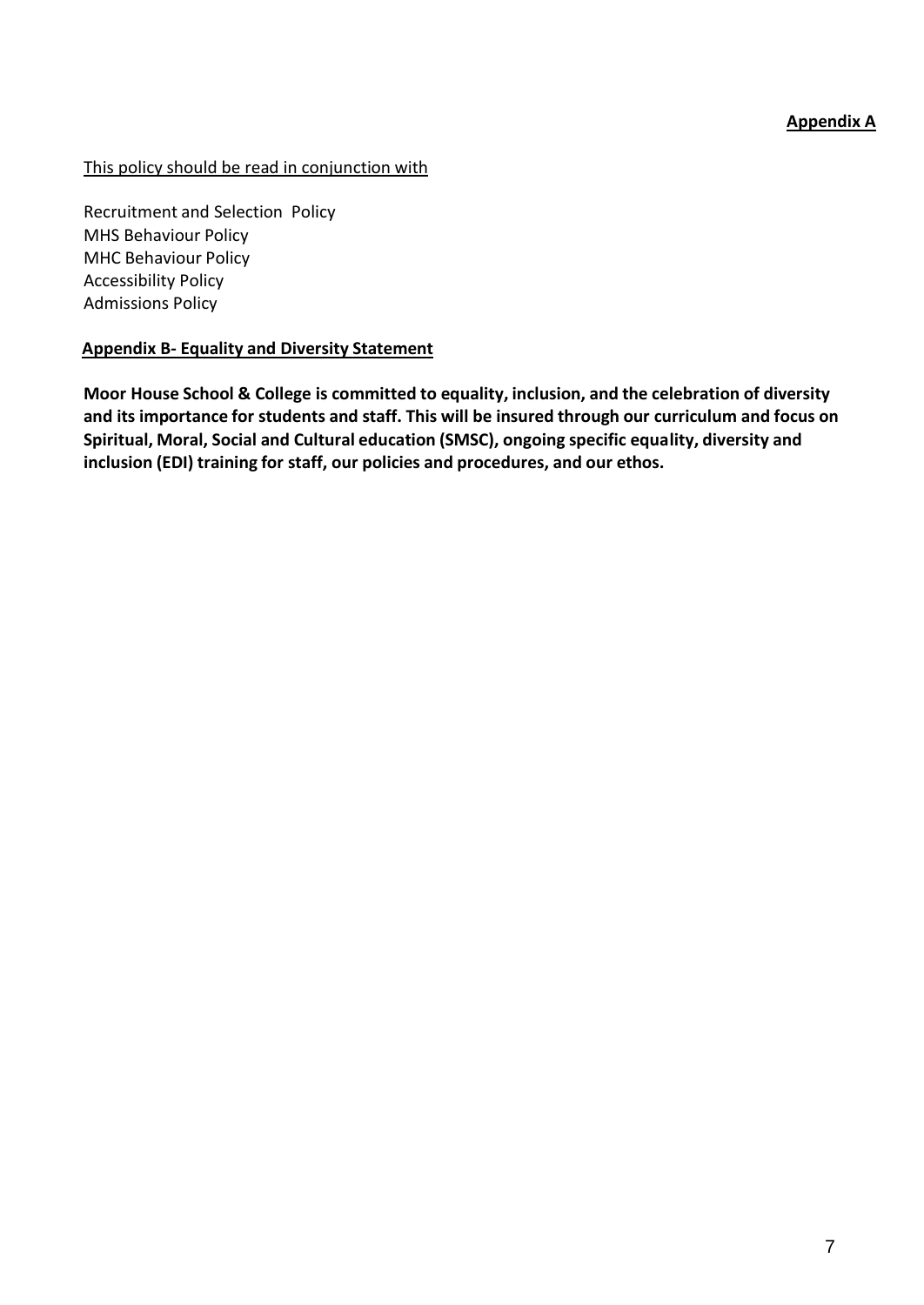**Appendix A**

This policy should be read in conjunction with

Recruitment and Selection Policy
MHS Behaviour Policy
MHC Behaviour Policy
Accessibility Policy
Admissions Policy

**Appendix B- Equality and Diversity Statement**

**Moor House School & College is committed to equality, inclusion, and the celebration of diversity and its importance for students and staff. This will be insured through our curriculum and focus on Spiritual, Moral, Social and Cultural education (SMSC), ongoing specific equality, diversity and inclusion (EDI) training for staff, our policies and procedures, and our ethos.**